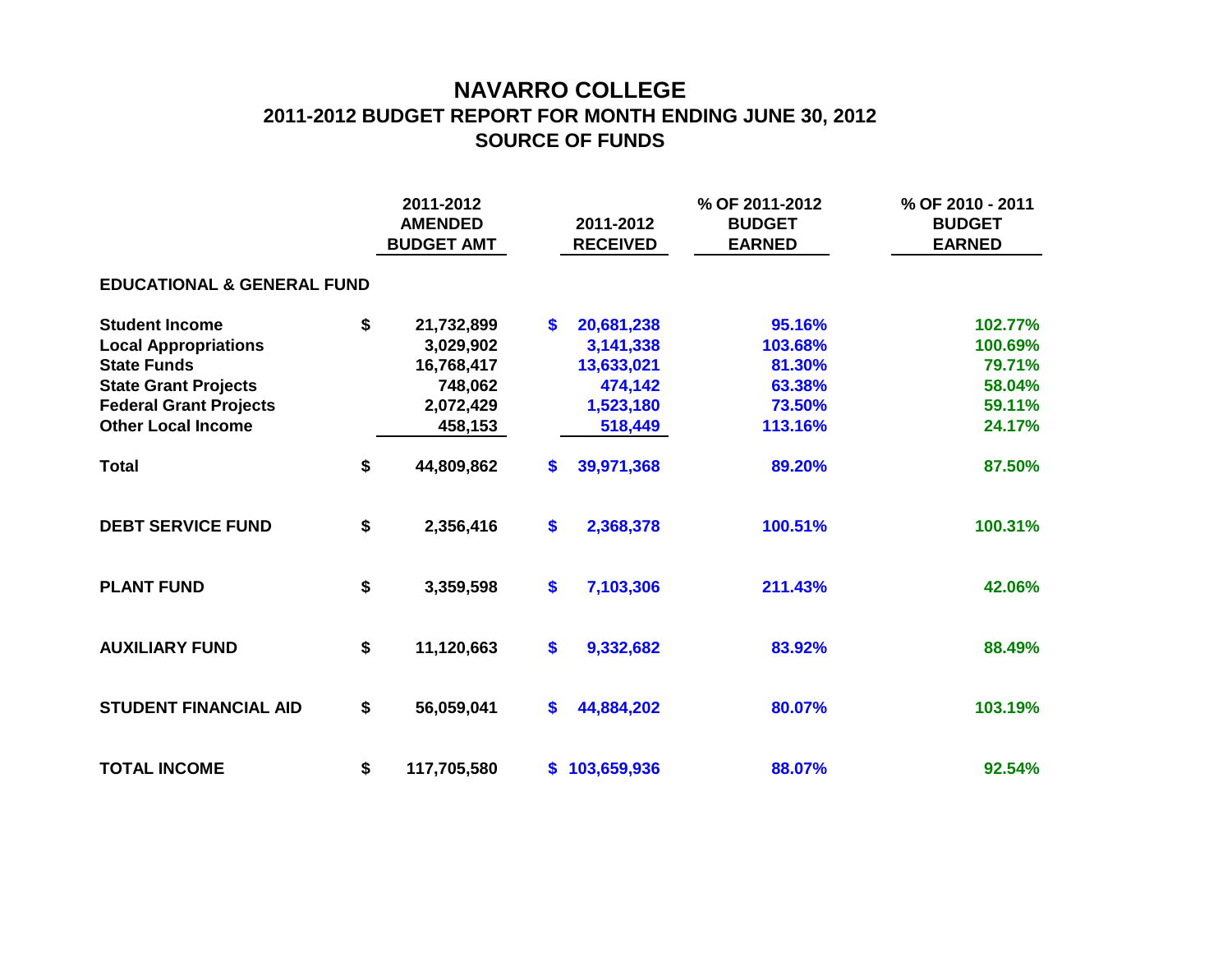# NAVARRO COLLEGE

## 2011-2012 BUDGET REPORT FOR MONTH ENDING JUNE 30, 2012

## SOURCE OF FUNDS

| | 2011-2012 AMENDED BUDGET AMT | 2011-2012 RECEIVED | % OF 2011-2012 BUDGET EARNED | % OF 2010 - 2011 BUDGET EARNED |
|---|---|---|---|---|
| **EDUCATIONAL & GENERAL FUND** | | | | |
| **Student Income** | $ 21,732,899 | $ 20,681,238 | 95.16% | 102.77% |
| **Local Appropriations** | 3,029,902 | 3,141,338 | 103.68% | 100.69% |
| **State Funds** | 16,768,417 | 13,633,021 | 81.30% | 79.71% |
| **State Grant Projects** | 748,062 | 474,142 | 63.38% | 58.04% |
| **Federal Grant Projects** | 2,072,429 | 1,523,180 | 73.50% | 59.11% |
| **Other Local Income** | 458,153 | 518,449 | 113.16% | 24.17% |
| **Total** | $ 44,809,862 | $ 39,971,368 | 89.20% | 87.50% |
| **DEBT SERVICE FUND** | $ 2,356,416 | $ 2,368,378 | 100.51% | 100.31% |
| **PLANT FUND** | $ 3,359,598 | $ 7,103,306 | 211.43% | 42.06% |
| **AUXILIARY FUND** | $ 11,120,663 | $ 9,332,682 | 83.92% | 88.49% |
| **STUDENT FINANCIAL AID** | $ 56,059,041 | $ 44,884,202 | 80.07% | 103.19% |
| **TOTAL INCOME** | $ 117,705,580 | $ 103,659,936 | 88.07% | 92.54% |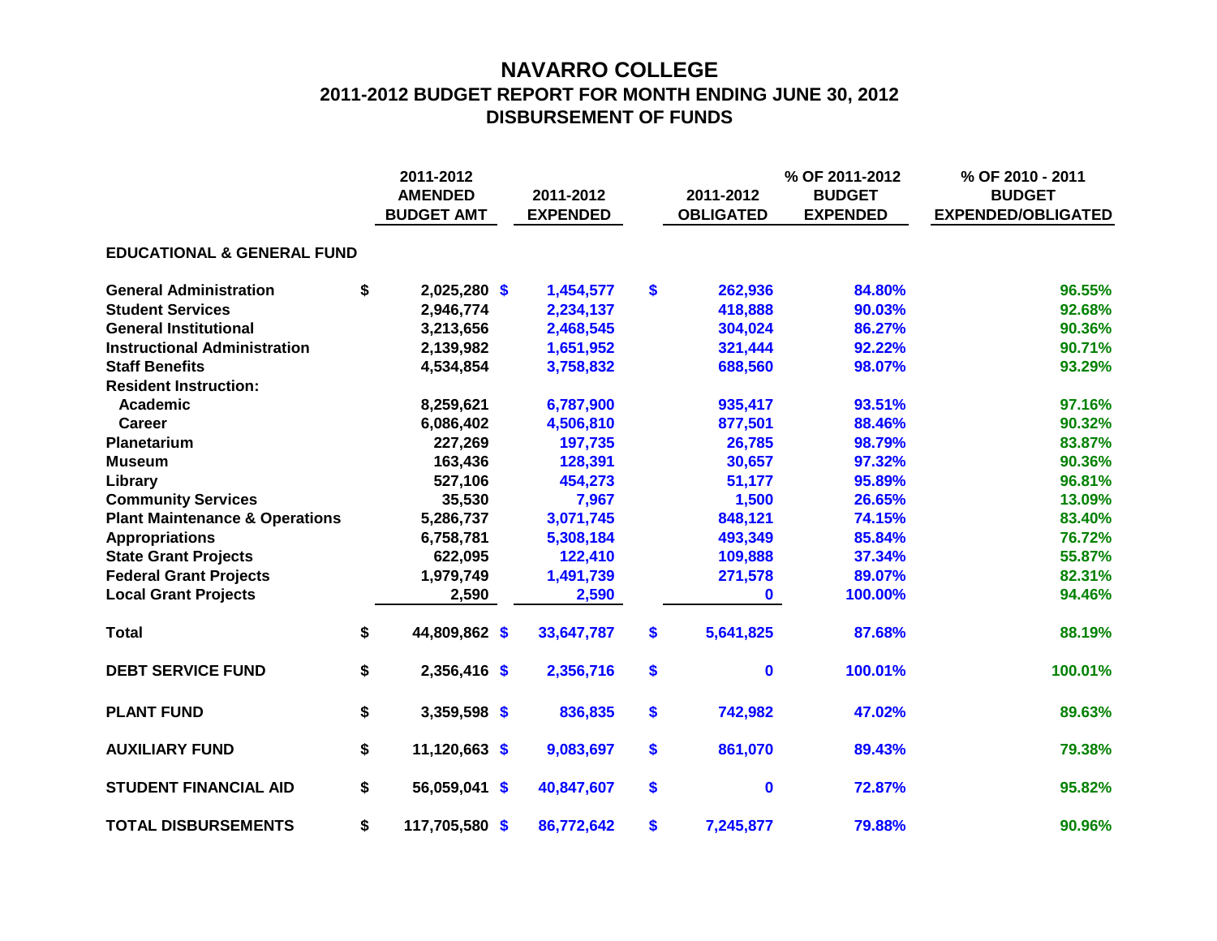# NAVARRO COLLEGE
## 2011-2012 BUDGET REPORT FOR MONTH ENDING JUNE 30, 2012
## DISBURSEMENT OF FUNDS

| | 2011-2012 AMENDED BUDGET AMT | 2011-2012 EXPENDED | 2011-2012 OBLIGATED | % OF 2011-2012 BUDGET EXPENDED | % OF 2010 - 2011 BUDGET EXPENDED/OBLIGATED |
|---|---|---|---|---|---|
| **EDUCATIONAL & GENERAL FUND** | | | | | |
| General Administration | $ 2,025,280 | $ 1,454,577 | $ 262,936 | 84.80% | 96.55% |
| Student Services | 2,946,774 | 2,234,137 | 418,888 | 90.03% | 92.68% |
| General Institutional | 3,213,656 | 2,468,545 | 304,024 | 86.27% | 90.36% |
| Instructional Administration | 2,139,982 | 1,651,952 | 321,444 | 92.22% | 90.71% |
| Staff Benefits | 4,534,854 | 3,758,832 | 688,560 | 98.07% | 93.29% |
| Resident Instruction: | | | | | |
| Academic | 8,259,621 | 6,787,900 | 935,417 | 93.51% | 97.16% |
| Career | 6,086,402 | 4,506,810 | 877,501 | 88.46% | 90.32% |
| Planetarium | 227,269 | 197,735 | 26,785 | 98.79% | 83.87% |
| Museum | 163,436 | 128,391 | 30,657 | 97.32% | 90.36% |
| Library | 527,106 | 454,273 | 51,177 | 95.89% | 96.81% |
| Community Services | 35,530 | 7,967 | 1,500 | 26.65% | 13.09% |
| Plant Maintenance & Operations | 5,286,737 | 3,071,745 | 848,121 | 74.15% | 83.40% |
| Appropriations | 6,758,781 | 5,308,184 | 493,349 | 85.84% | 76.72% |
| State Grant Projects | 622,095 | 122,410 | 109,888 | 37.34% | 55.87% |
| Federal Grant Projects | 1,979,749 | 1,491,739 | 271,578 | 89.07% | 82.31% |
| Local Grant Projects | 2,590 | 2,590 | 0 | 100.00% | 94.46% |
| **Total** | $ 44,809,862 | $ 33,647,787 | $ 5,641,825 | 87.68% | 88.19% |
| **DEBT SERVICE FUND** | $ 2,356,416 | $ 2,356,716 | $ 0 | 100.01% | 100.01% |
| **PLANT FUND** | $ 3,359,598 | $ 836,835 | $ 742,982 | 47.02% | 89.63% |
| **AUXILIARY FUND** | $ 11,120,663 | $ 9,083,697 | $ 861,070 | 89.43% | 79.38% |
| **STUDENT FINANCIAL AID** | $ 56,059,041 | $ 40,847,607 | $ 0 | 72.87% | 95.82% |
| **TOTAL DISBURSEMENTS** | $ 117,705,580 | $ 86,772,642 | $ 7,245,877 | 79.88% | 90.96% |